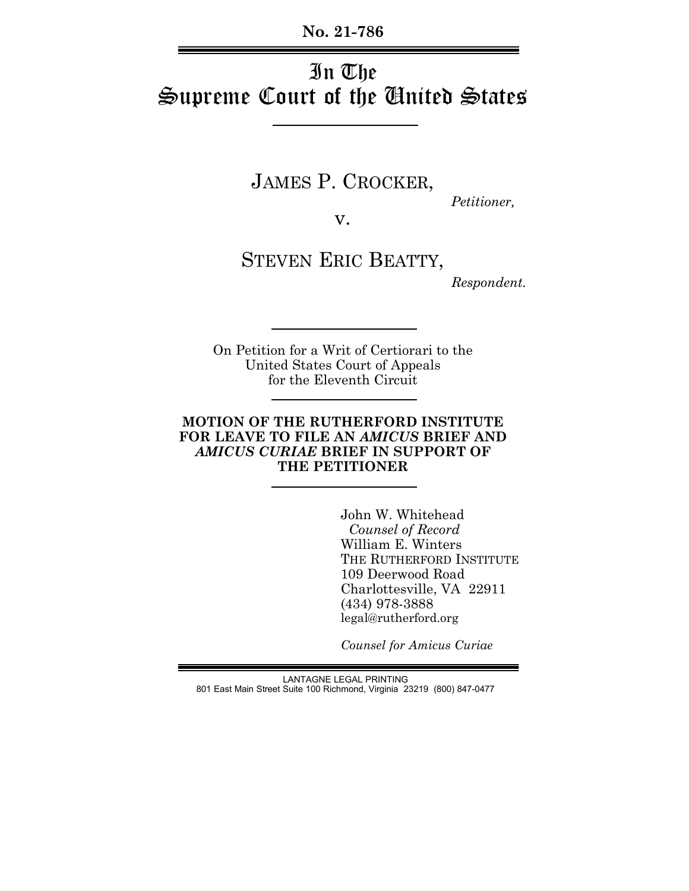**No. 21-786**

# In The Supreme Court of the United States

JAMES P. CROCKER,

*Petitioner,*

v.

STEVEN ERIC BEATTY,

*Respondent.*

On Petition for a Writ of Certiorari to the United States Court of Appeals for the Eleventh Circuit

**MOTION OF THE RUTHERFORD INSTITUTE FOR LEAVE TO FILE AN *AMICUS* BRIEF AND *AMICUS CURIAE* BRIEF IN SUPPORT OF THE PETITIONER**

John W. Whitehead
*Counsel of Record*
William E. Winters
THE RUTHERFORD INSTITUTE
109 Deerwood Road
Charlottesville, VA 22911
(434) 978-3888
legal@rutherford.org

*Counsel for Amicus Curiae*

LANTAGNE LEGAL PRINTING
801 East Main Street Suite 100 Richmond, Virginia 23219 (800) 847-0477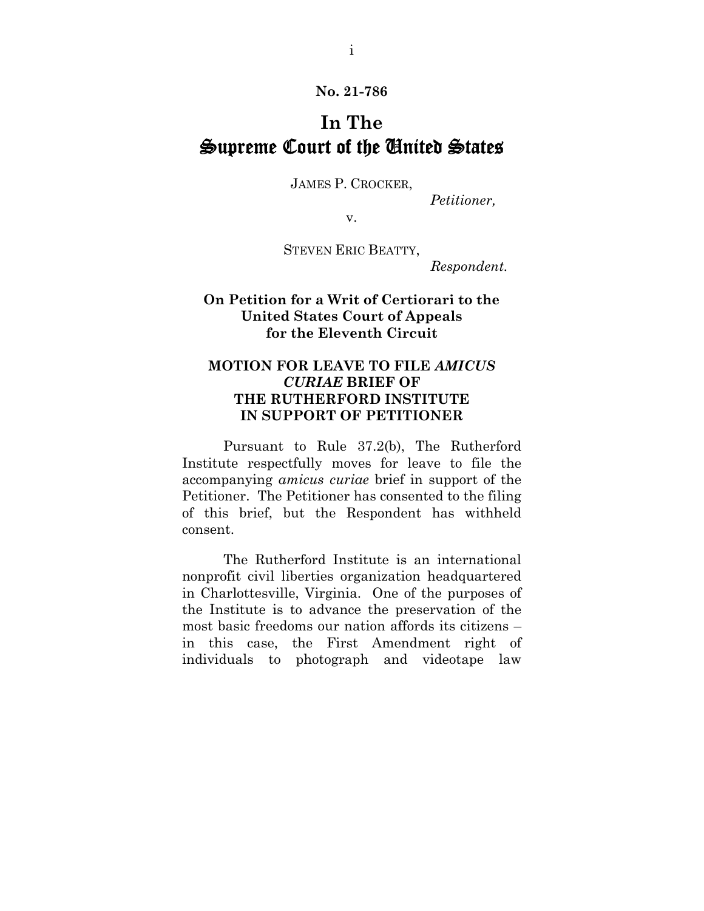**No. 21-786**

# In The Supreme Court of the United States

JAMES P. CROCKER,

*Petitioner,*

v.

STEVEN ERIC BEATTY,

*Respondent.*

**On Petition for a Writ of Certiorari to the United States Court of Appeals for the Eleventh Circuit**

**MOTION FOR LEAVE TO FILE *AMICUS CURIAE* BRIEF OF THE RUTHERFORD INSTITUTE IN SUPPORT OF PETITIONER**

Pursuant to Rule 37.2(b), The Rutherford Institute respectfully moves for leave to file the accompanying *amicus curiae* brief in support of the Petitioner. The Petitioner has consented to the filing of this brief, but the Respondent has withheld consent.

The Rutherford Institute is an international nonprofit civil liberties organization headquartered in Charlottesville, Virginia. One of the purposes of the Institute is to advance the preservation of the most basic freedoms our nation affords its citizens – in this case, the First Amendment right of individuals to photograph and videotape law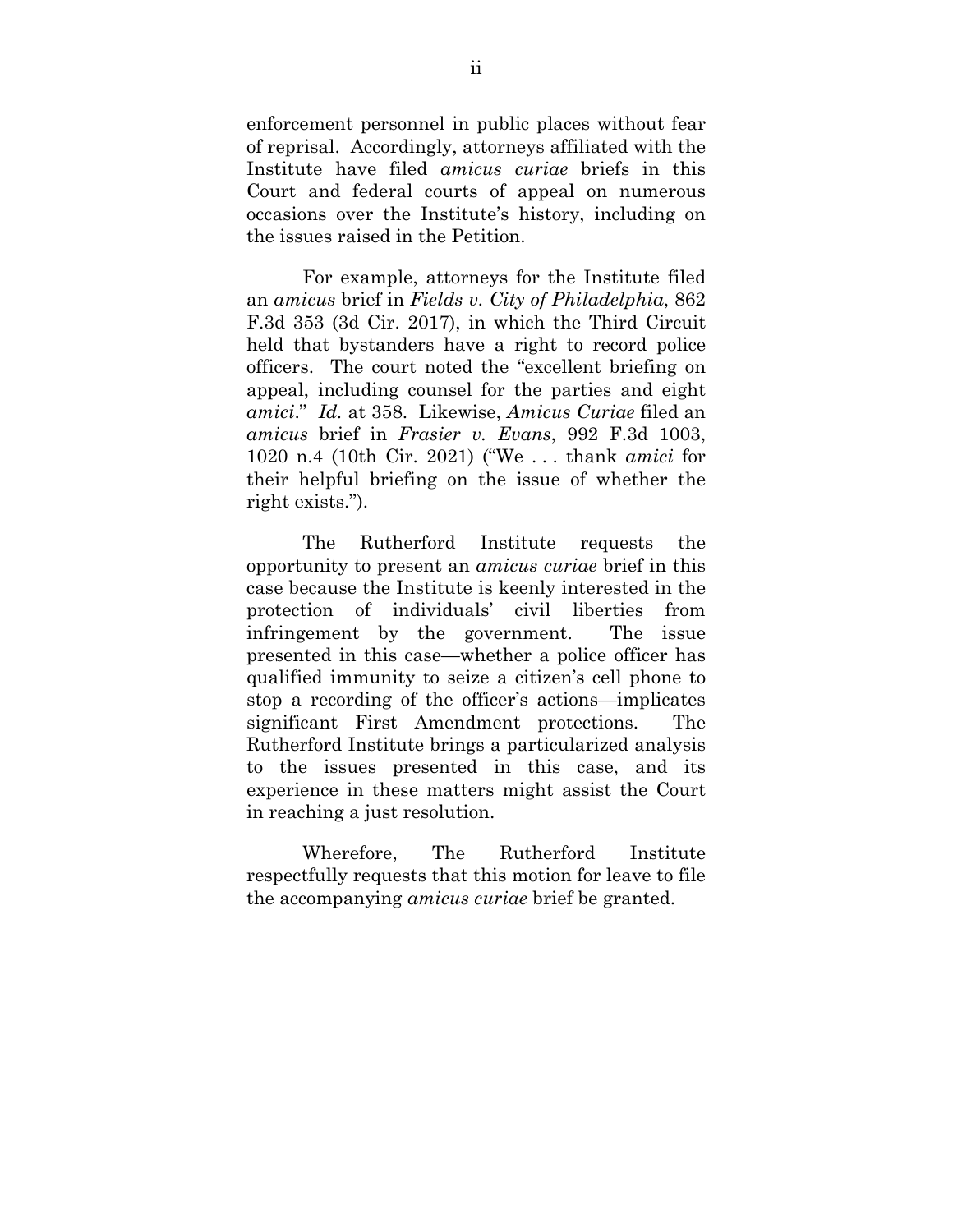enforcement personnel in public places without fear of reprisal. Accordingly, attorneys affiliated with the Institute have filed *amicus curiae* briefs in this Court and federal courts of appeal on numerous occasions over the Institute's history, including on the issues raised in the Petition.

For example, attorneys for the Institute filed an *amicus* brief in *Fields v. City of Philadelphia*, 862 F.3d 353 (3d Cir. 2017), in which the Third Circuit held that bystanders have a right to record police officers. The court noted the "excellent briefing on appeal, including counsel for the parties and eight *amici*." *Id.* at 358. Likewise, *Amicus Curiae* filed an *amicus* brief in *Frasier v. Evans*, 992 F.3d 1003, 1020 n.4 (10th Cir. 2021) ("We . . . thank *amici* for their helpful briefing on the issue of whether the right exists.").

The Rutherford Institute requests the opportunity to present an *amicus curiae* brief in this case because the Institute is keenly interested in the protection of individuals' civil liberties from infringement by the government. The issue presented in this case—whether a police officer has qualified immunity to seize a citizen's cell phone to stop a recording of the officer's actions—implicates significant First Amendment protections. The Rutherford Institute brings a particularized analysis to the issues presented in this case, and its experience in these matters might assist the Court in reaching a just resolution.

Wherefore, The Rutherford Institute respectfully requests that this motion for leave to file the accompanying *amicus curiae* brief be granted.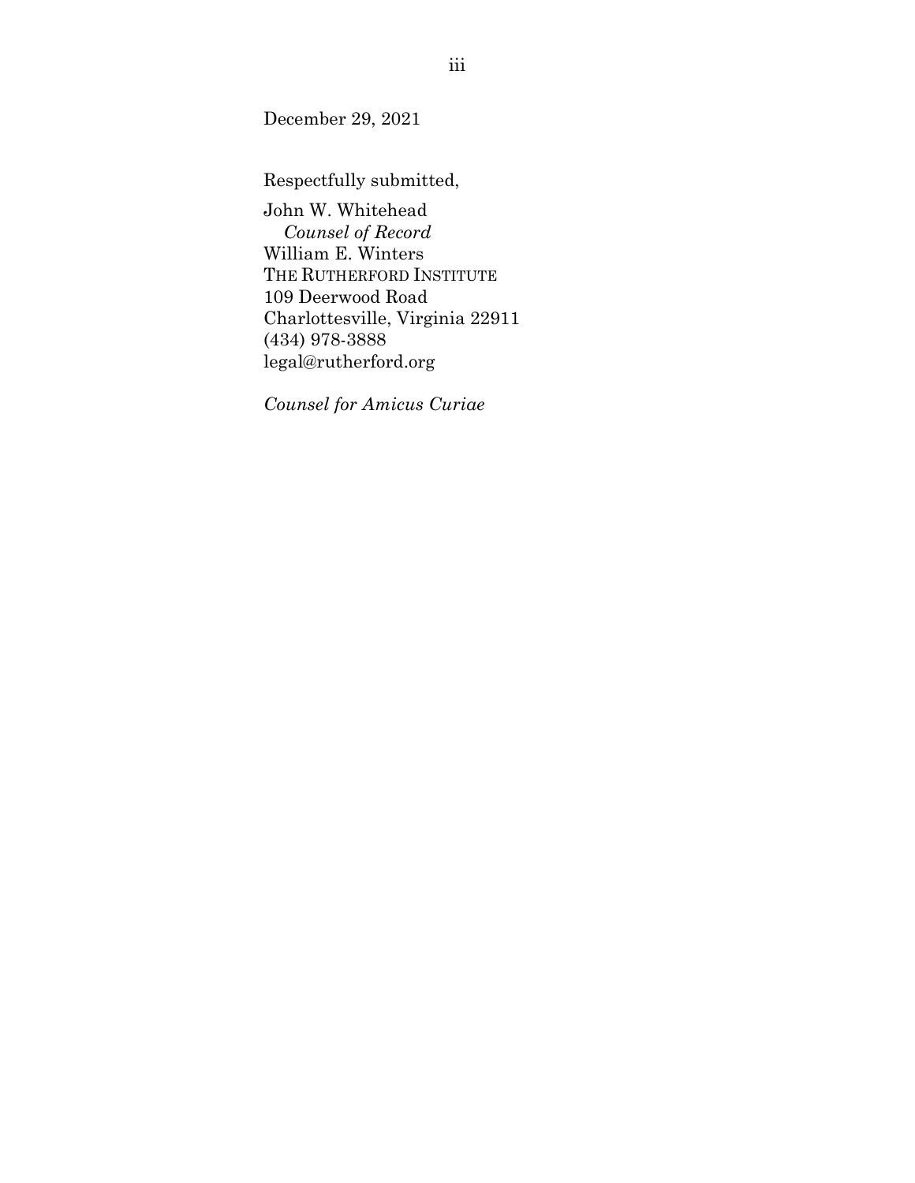December 29, 2021

Respectfully submitted,

John W. Whitehead
*Counsel of Record*
William E. Winters
THE RUTHERFORD INSTITUTE
109 Deerwood Road
Charlottesville, Virginia 22911
(434) 978-3888
legal@rutherford.org

*Counsel for Amicus Curiae*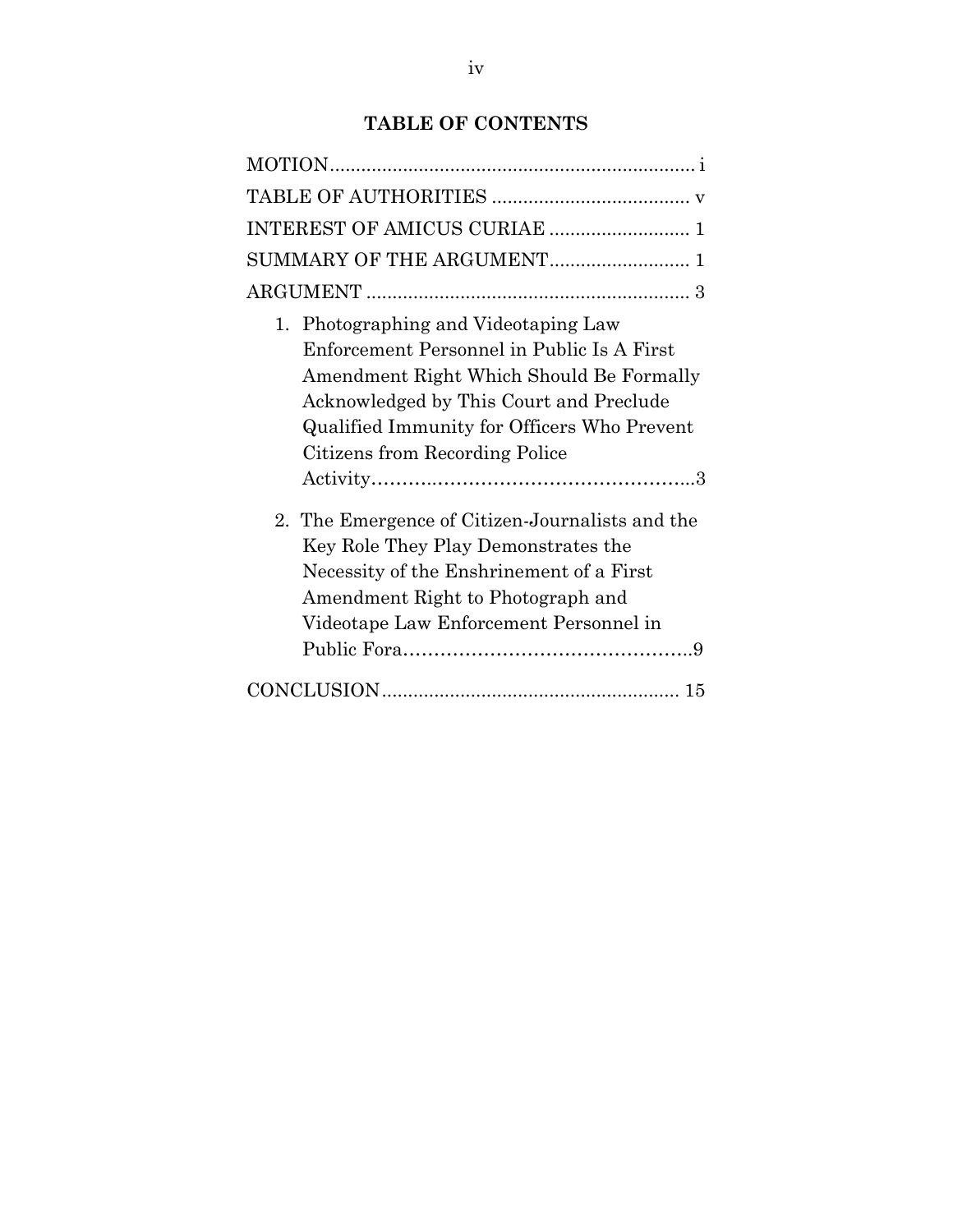## TABLE OF CONTENTS

MOTION ..................................................................... i

TABLE OF AUTHORITIES ..................................... v

INTEREST OF AMICUS CURIAE ........................... 1

SUMMARY OF THE ARGUMENT........................... 1

ARGUMENT ............................................................. 3

1. Photographing and Videotaping Law Enforcement Personnel in Public Is A First Amendment Right Which Should Be Formally Acknowledged by This Court and Preclude Qualified Immunity for Officers Who Prevent Citizens from Recording Police Activity……..……………………………………..3

2. The Emergence of Citizen-Journalists and the Key Role They Play Demonstrates the Necessity of the Enshrinement of a First Amendment Right to Photograph and Videotape Law Enforcement Personnel in Public Fora………………………………………..9

CONCLUSION........................................................ 15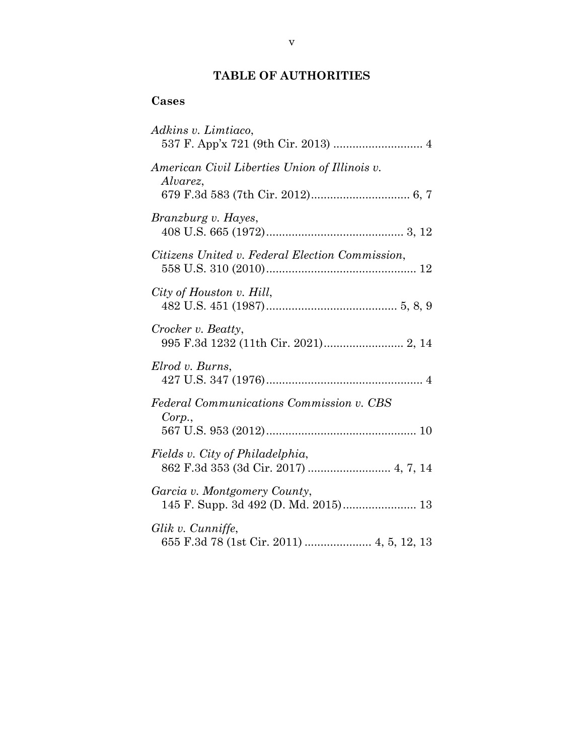## TABLE OF AUTHORITIES

### Cases

*Adkins v. Limtiaco*,
537 F. App'x 721 (9th Cir. 2013) ............................ 4

*American Civil Liberties Union of Illinois v. Alvarez*,
679 F.3d 583 (7th Cir. 2012)................................ 6, 7

*Branzburg v. Hayes*,
408 U.S. 665 (1972)............................................ 3, 12

*Citizens United v. Federal Election Commission*,
558 U.S. 310 (2010)............................................... 12

*City of Houston v. Hill*,
482 U.S. 451 (1987)......................................... 5, 8, 9

*Crocker v. Beatty*,
995 F.3d 1232 (11th Cir. 2021)......................... 2, 14

*Elrod v. Burns*,
427 U.S. 347 (1976)................................................. 4

*Federal Communications Commission v. CBS Corp.*,
567 U.S. 953 (2012)............................................... 10

*Fields v. City of Philadelphia*,
862 F.3d 353 (3d Cir. 2017) .......................... 4, 7, 14

*Garcia v. Montgomery County*,
145 F. Supp. 3d 492 (D. Md. 2015)....................... 13

*Glik v. Cunniffe*,
655 F.3d 78 (1st Cir. 2011) ..................... 4, 5, 12, 13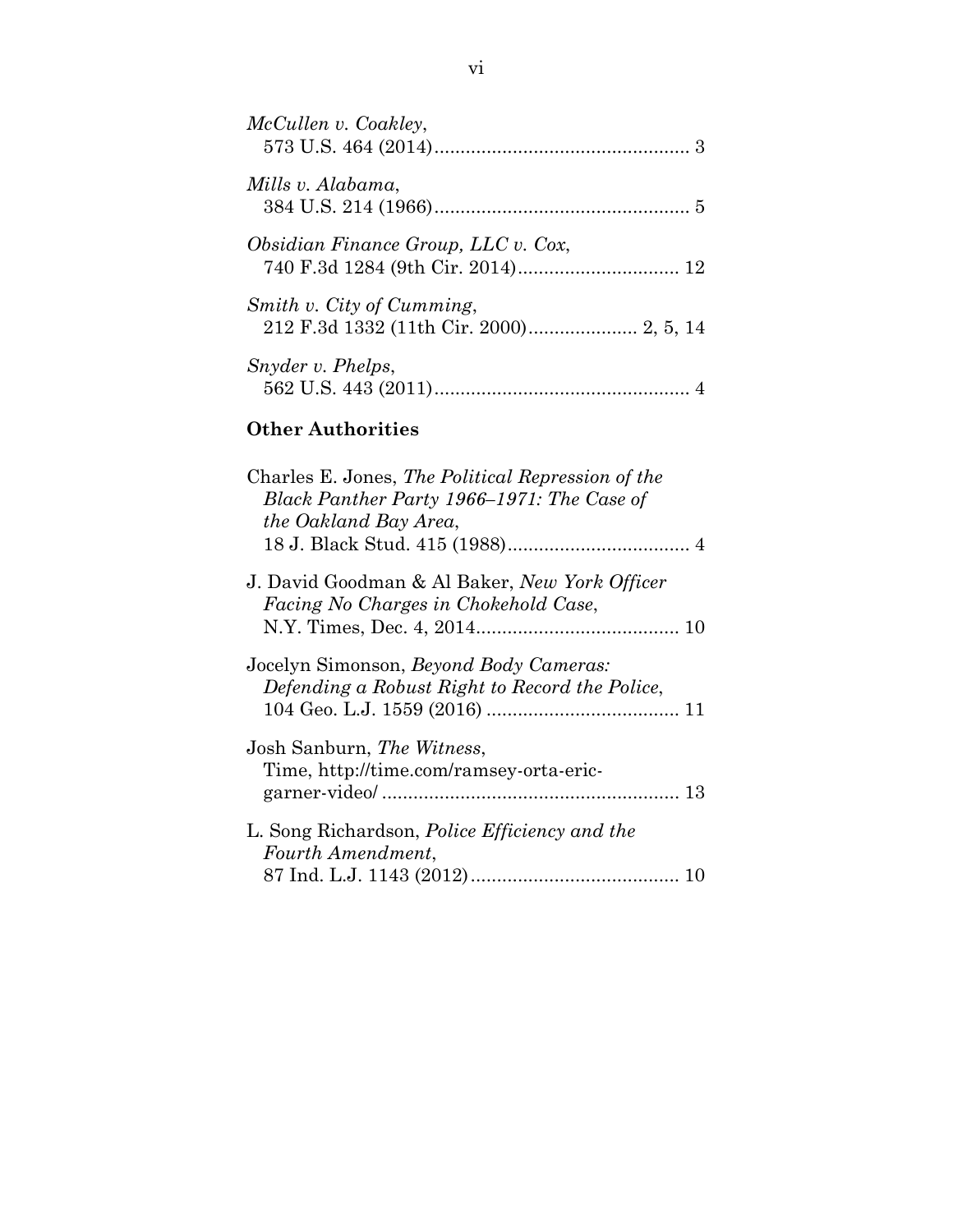*McCullen v. Coakley*,
573 U.S. 464 (2014)................................................ 3

*Mills v. Alabama*,
384 U.S. 214 (1966)................................................ 5

*Obsidian Finance Group, LLC v. Cox*,
740 F.3d 1284 (9th Cir. 2014).............................. 12

*Smith v. City of Cumming*,
212 F.3d 1332 (11th Cir. 2000).................... 2, 5, 14

*Snyder v. Phelps*,
562 U.S. 443 (2011)................................................ 4

**Other Authorities**

Charles E. Jones, *The Political Repression of the Black Panther Party 1966–1971: The Case of the Oakland Bay Area*,
18 J. Black Stud. 415 (1988).................................. 4

J. David Goodman & Al Baker, *New York Officer Facing No Charges in Chokehold Case*,
N.Y. Times, Dec. 4, 2014...................................... 10

Jocelyn Simonson, *Beyond Body Cameras: Defending a Robust Right to Record the Police*,
104 Geo. L.J. 1559 (2016) .................................... 11

Josh Sanburn, *The Witness*,
Time, http://time.com/ramsey-orta-eric-garner-video/ ........................................................ 13

L. Song Richardson, *Police Efficiency and the Fourth Amendment*,
87 Ind. L.J. 1143 (2012)....................................... 10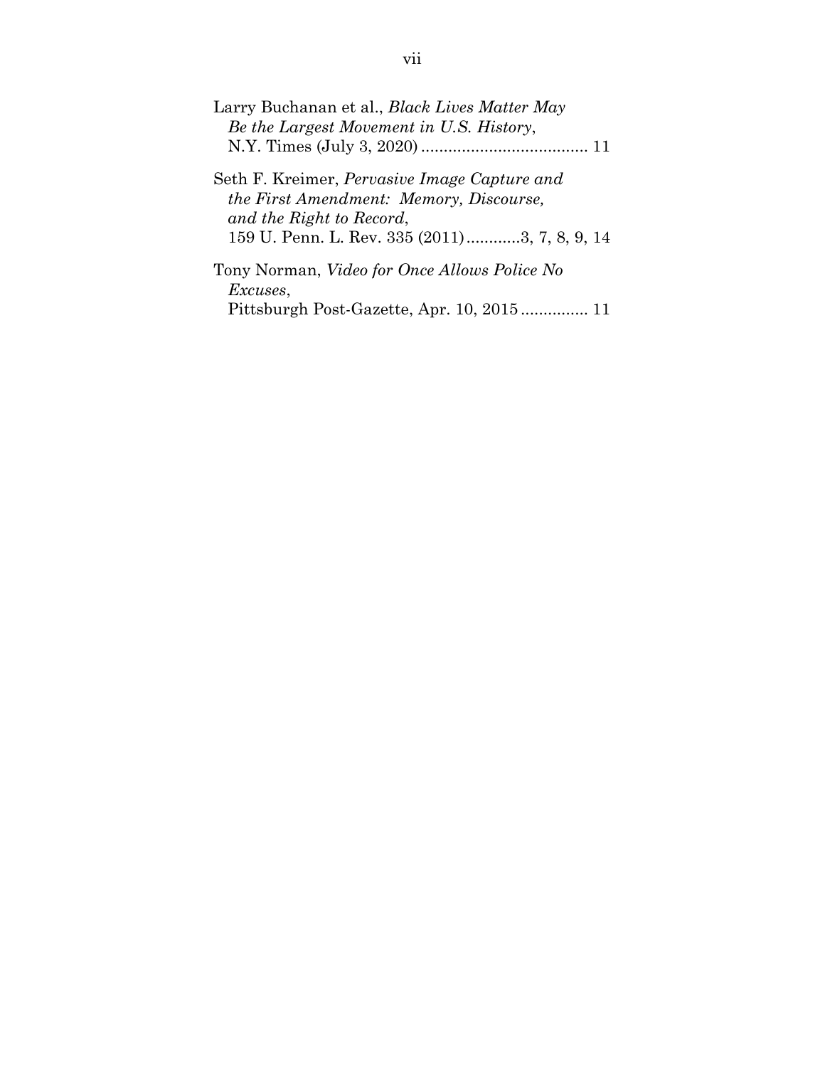Larry Buchanan et al., *Black Lives Matter May Be the Largest Movement in U.S. History*, N.Y. Times (July 3, 2020) ..................................... 11

Seth F. Kreimer, *Pervasive Image Capture and the First Amendment: Memory, Discourse, and the Right to Record*, 159 U. Penn. L. Rev. 335 (2011)............3, 7, 8, 9, 14

Tony Norman, *Video for Once Allows Police No Excuses*, Pittsburgh Post-Gazette, Apr. 10, 2015............... 11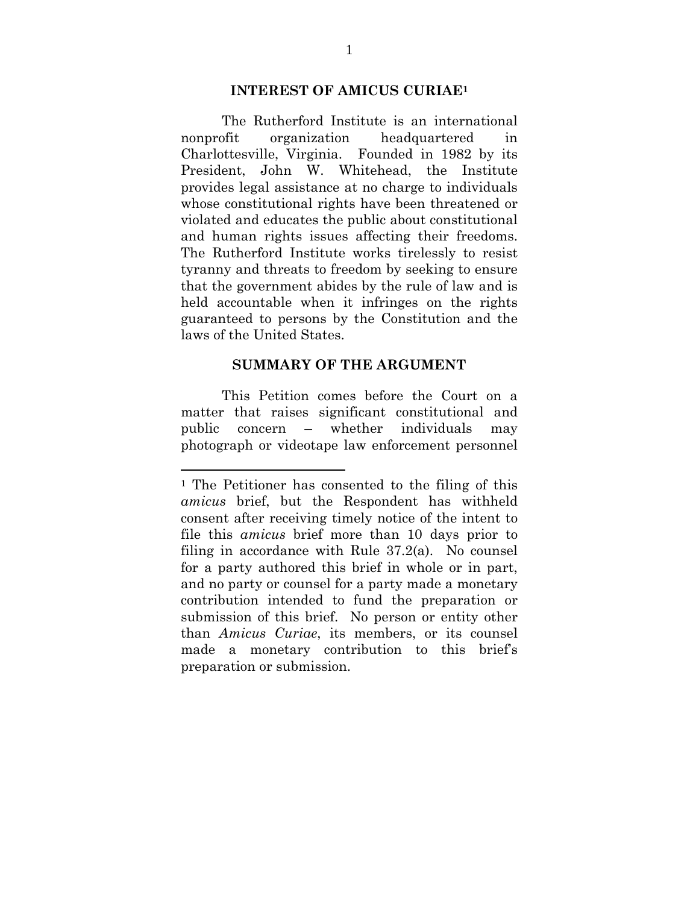## INTEREST OF AMICUS CURIAE[1]

The Rutherford Institute is an international nonprofit organization headquartered in Charlottesville, Virginia. Founded in 1982 by its President, John W. Whitehead, the Institute provides legal assistance at no charge to individuals whose constitutional rights have been threatened or violated and educates the public about constitutional and human rights issues affecting their freedoms. The Rutherford Institute works tirelessly to resist tyranny and threats to freedom by seeking to ensure that the government abides by the rule of law and is held accountable when it infringes on the rights guaranteed to persons by the Constitution and the laws of the United States.

## SUMMARY OF THE ARGUMENT

This Petition comes before the Court on a matter that raises significant constitutional and public concern – whether individuals may photograph or videotape law enforcement personnel

---

[1] The Petitioner has consented to the filing of this *amicus* brief, but the Respondent has withheld consent after receiving timely notice of the intent to file this *amicus* brief more than 10 days prior to filing in accordance with Rule 37.2(a). No counsel for a party authored this brief in whole or in part, and no party or counsel for a party made a monetary contribution intended to fund the preparation or submission of this brief. No person or entity other than *Amicus Curiae*, its members, or its counsel made a monetary contribution to this brief's preparation or submission.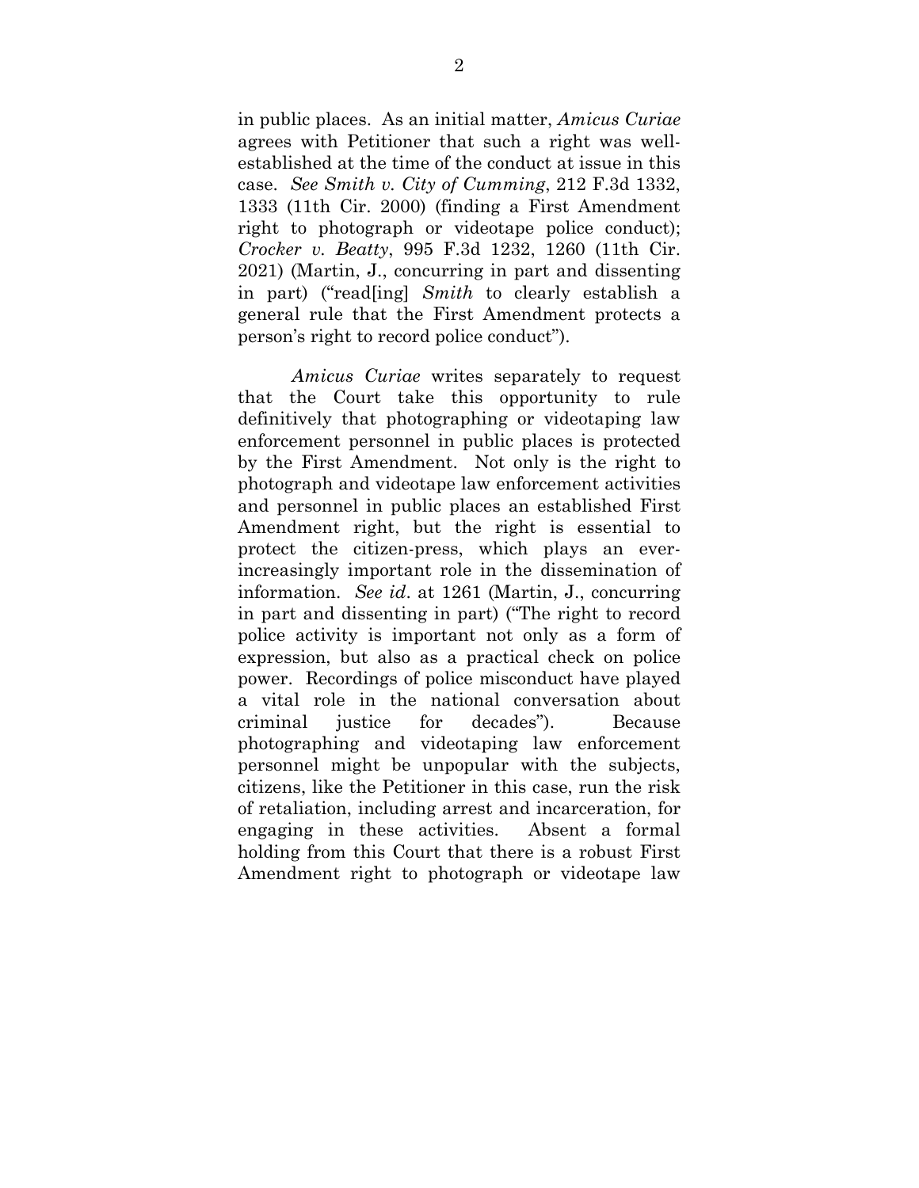in public places. As an initial matter, *Amicus Curiae* agrees with Petitioner that such a right was well-established at the time of the conduct at issue in this case. *See Smith v. City of Cumming*, 212 F.3d 1332, 1333 (11th Cir. 2000) (finding a First Amendment right to photograph or videotape police conduct); *Crocker v. Beatty*, 995 F.3d 1232, 1260 (11th Cir. 2021) (Martin, J., concurring in part and dissenting in part) ("read[ing] *Smith* to clearly establish a general rule that the First Amendment protects a person's right to record police conduct").

*Amicus Curiae* writes separately to request that the Court take this opportunity to rule definitively that photographing or videotaping law enforcement personnel in public places is protected by the First Amendment. Not only is the right to photograph and videotape law enforcement activities and personnel in public places an established First Amendment right, but the right is essential to protect the citizen-press, which plays an ever-increasingly important role in the dissemination of information. *See id*. at 1261 (Martin, J., concurring in part and dissenting in part) ("The right to record police activity is important not only as a form of expression, but also as a practical check on police power. Recordings of police misconduct have played a vital role in the national conversation about criminal justice for decades"). Because photographing and videotaping law enforcement personnel might be unpopular with the subjects, citizens, like the Petitioner in this case, run the risk of retaliation, including arrest and incarceration, for engaging in these activities. Absent a formal holding from this Court that there is a robust First Amendment right to photograph or videotape law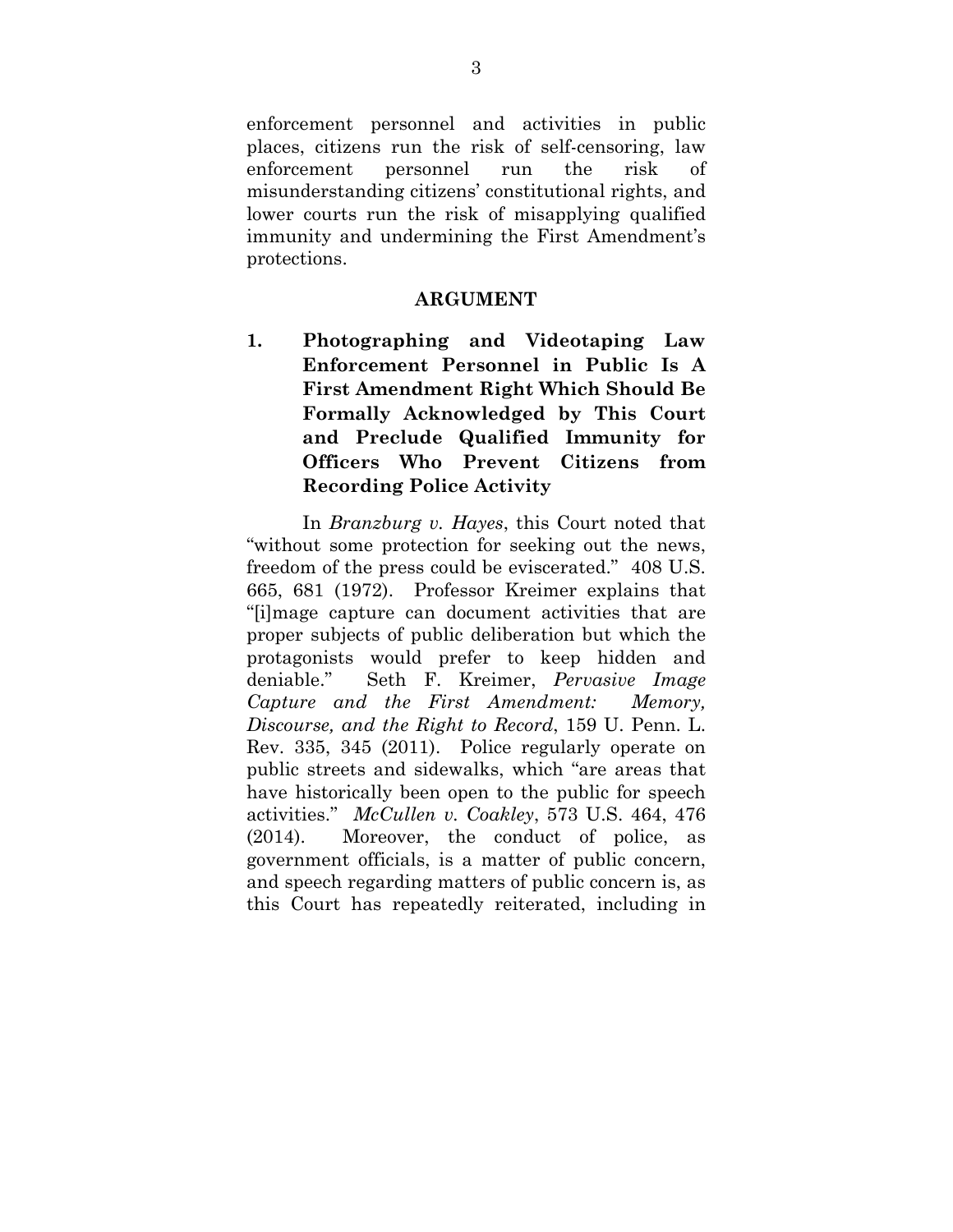enforcement personnel and activities in public places, citizens run the risk of self-censoring, law enforcement personnel run the risk of misunderstanding citizens' constitutional rights, and lower courts run the risk of misapplying qualified immunity and undermining the First Amendment's protections.

## ARGUMENT

### 1. Photographing and Videotaping Law Enforcement Personnel in Public Is A First Amendment Right Which Should Be Formally Acknowledged by This Court and Preclude Qualified Immunity for Officers Who Prevent Citizens from Recording Police Activity

In *Branzburg v. Hayes*, this Court noted that "without some protection for seeking out the news, freedom of the press could be eviscerated." 408 U.S. 665, 681 (1972). Professor Kreimer explains that "[i]mage capture can document activities that are proper subjects of public deliberation but which the protagonists would prefer to keep hidden and deniable." Seth F. Kreimer, *Pervasive Image Capture and the First Amendment: Memory, Discourse, and the Right to Record*, 159 U. Penn. L. Rev. 335, 345 (2011). Police regularly operate on public streets and sidewalks, which "are areas that have historically been open to the public for speech activities." *McCullen v. Coakley*, 573 U.S. 464, 476 (2014). Moreover, the conduct of police, as government officials, is a matter of public concern, and speech regarding matters of public concern is, as this Court has repeatedly reiterated, including in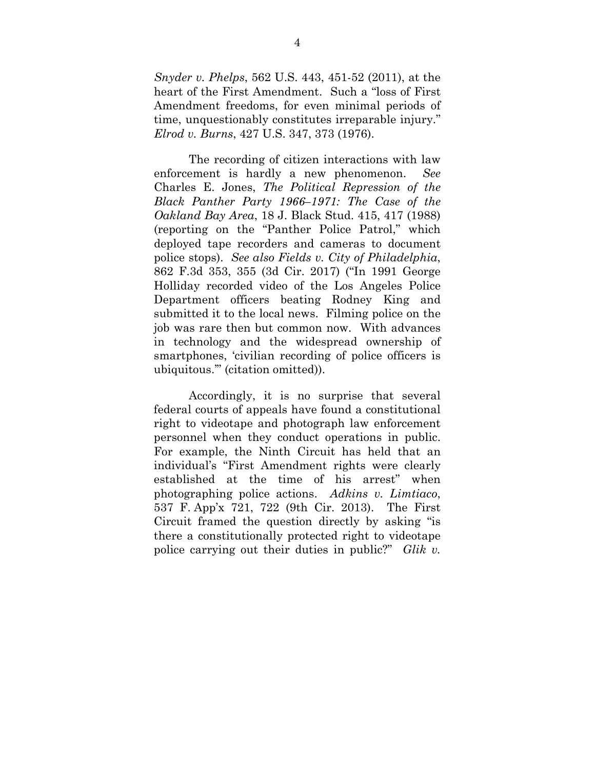*Snyder v. Phelps*, 562 U.S. 443, 451-52 (2011), at the heart of the First Amendment. Such a "loss of First Amendment freedoms, for even minimal periods of time, unquestionably constitutes irreparable injury." *Elrod v. Burns*, 427 U.S. 347, 373 (1976).

The recording of citizen interactions with law enforcement is hardly a new phenomenon. *See* Charles E. Jones, *The Political Repression of the Black Panther Party 1966–1971: The Case of the Oakland Bay Area*, 18 J. Black Stud. 415, 417 (1988) (reporting on the "Panther Police Patrol," which deployed tape recorders and cameras to document police stops). *See also Fields v. City of Philadelphia*, 862 F.3d 353, 355 (3d Cir. 2017) ("In 1991 George Holliday recorded video of the Los Angeles Police Department officers beating Rodney King and submitted it to the local news. Filming police on the job was rare then but common now. With advances in technology and the widespread ownership of smartphones, 'civilian recording of police officers is ubiquitous.'" (citation omitted)).

Accordingly, it is no surprise that several federal courts of appeals have found a constitutional right to videotape and photograph law enforcement personnel when they conduct operations in public. For example, the Ninth Circuit has held that an individual's "First Amendment rights were clearly established at the time of his arrest" when photographing police actions. *Adkins v. Limtiaco*, 537 F. App'x 721, 722 (9th Cir. 2013). The First Circuit framed the question directly by asking "is there a constitutionally protected right to videotape police carrying out their duties in public?" *Glik v.*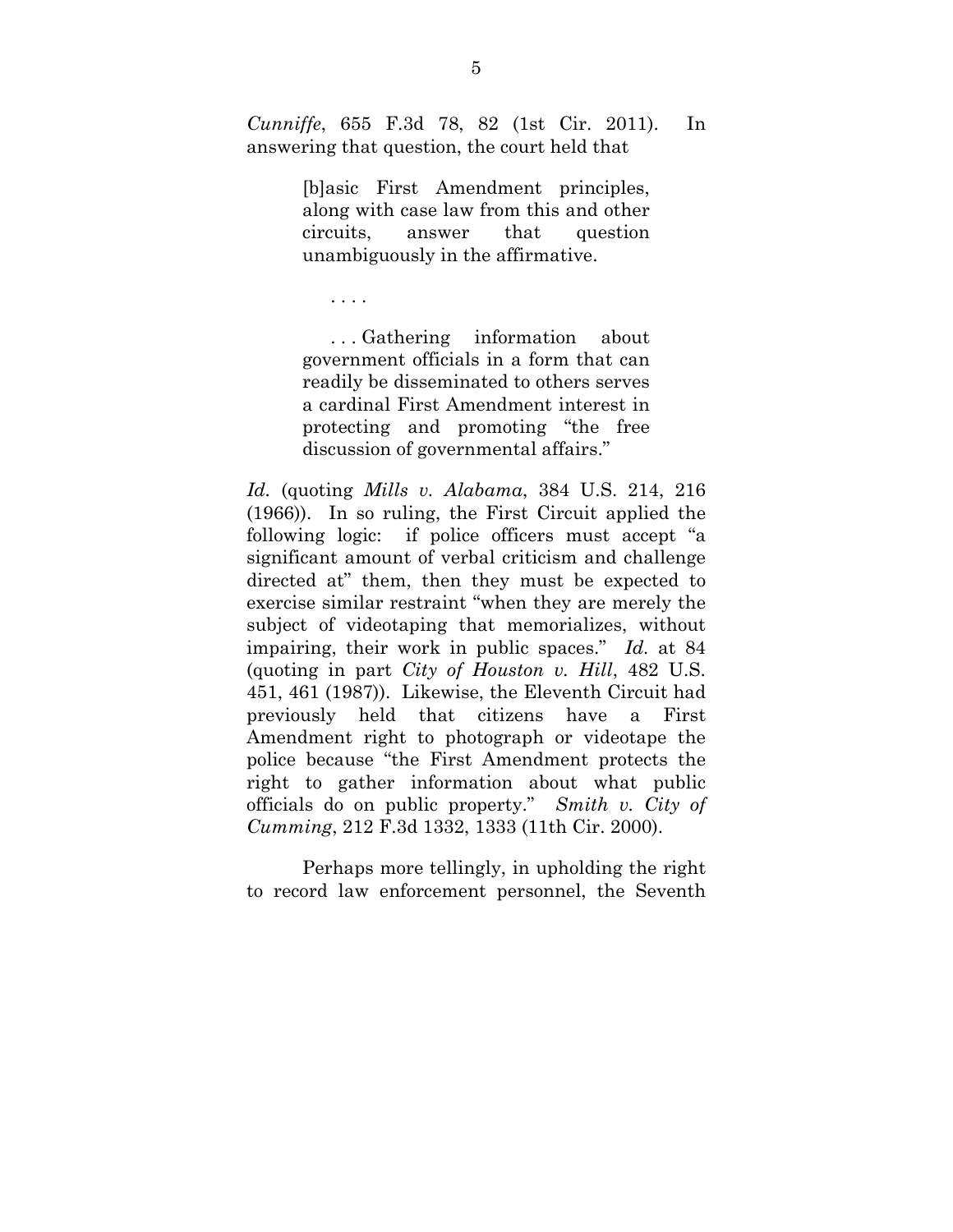*Cunniffe*, 655 F.3d 78, 82 (1st Cir. 2011). In answering that question, the court held that

> [b]asic First Amendment principles, along with case law from this and other circuits, answer that question unambiguously in the affirmative.
>
> . . . .
>
> . . . Gathering information about government officials in a form that can readily be disseminated to others serves a cardinal First Amendment interest in protecting and promoting "the free discussion of governmental affairs."

*Id.* (quoting *Mills v. Alabama*, 384 U.S. 214, 216 (1966)). In so ruling, the First Circuit applied the following logic: if police officers must accept "a significant amount of verbal criticism and challenge directed at" them, then they must be expected to exercise similar restraint "when they are merely the subject of videotaping that memorializes, without impairing, their work in public spaces." *Id.* at 84 (quoting in part *City of Houston v. Hill*, 482 U.S. 451, 461 (1987)). Likewise, the Eleventh Circuit had previously held that citizens have a First Amendment right to photograph or videotape the police because "the First Amendment protects the right to gather information about what public officials do on public property." *Smith v. City of Cumming*, 212 F.3d 1332, 1333 (11th Cir. 2000).

Perhaps more tellingly, in upholding the right to record law enforcement personnel, the Seventh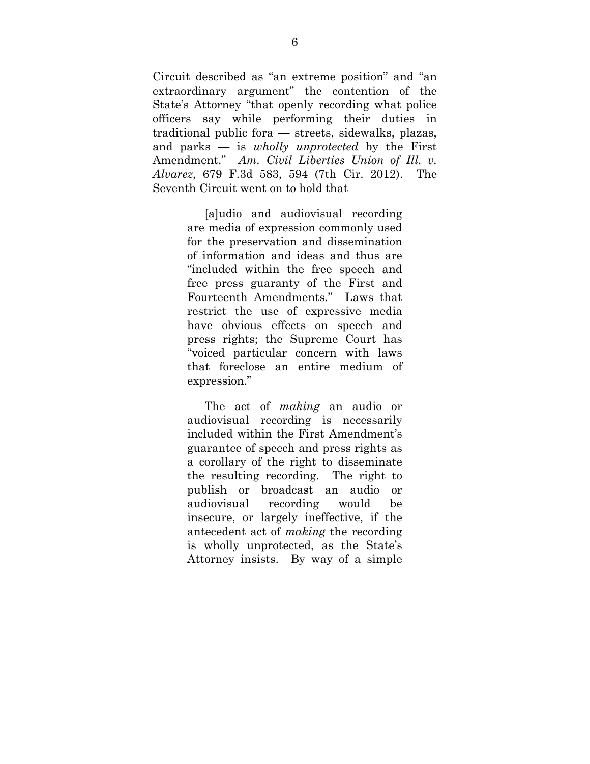Circuit described as "an extreme position" and "an extraordinary argument" the contention of the State's Attorney "that openly recording what police officers say while performing their duties in traditional public fora — streets, sidewalks, plazas, and parks — is *wholly unprotected* by the First Amendment." *Am. Civil Liberties Union of Ill. v. Alvarez*, 679 F.3d 583, 594 (7th Cir. 2012). The Seventh Circuit went on to hold that

> [a]udio and audiovisual recording are media of expression commonly used for the preservation and dissemination of information and ideas and thus are "included within the free speech and free press guaranty of the First and Fourteenth Amendments." Laws that restrict the use of expressive media have obvious effects on speech and press rights; the Supreme Court has "voiced particular concern with laws that foreclose an entire medium of expression."
>
> The act of *making* an audio or audiovisual recording is necessarily included within the First Amendment's guarantee of speech and press rights as a corollary of the right to disseminate the resulting recording. The right to publish or broadcast an audio or audiovisual recording would be insecure, or largely ineffective, if the antecedent act of *making* the recording is wholly unprotected, as the State's Attorney insists. By way of a simple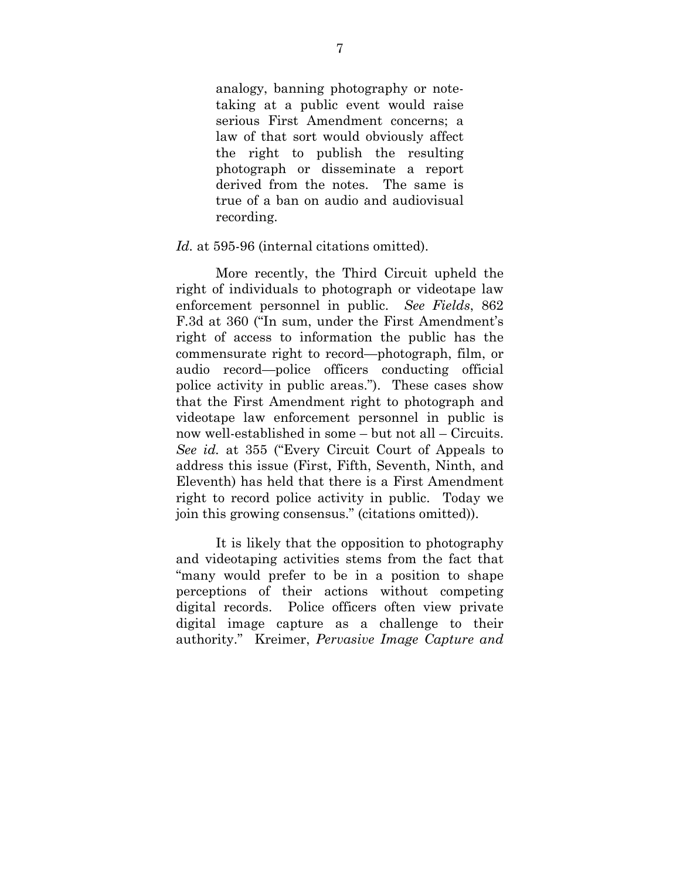> analogy, banning photography or note-taking at a public event would raise serious First Amendment concerns; a law of that sort would obviously affect the right to publish the resulting photograph or disseminate a report derived from the notes. The same is true of a ban on audio and audiovisual recording.

*Id.* at 595-96 (internal citations omitted).

More recently, the Third Circuit upheld the right of individuals to photograph or videotape law enforcement personnel in public. *See Fields*, 862 F.3d at 360 ("In sum, under the First Amendment's right of access to information the public has the commensurate right to record—photograph, film, or audio record—police officers conducting official police activity in public areas."). These cases show that the First Amendment right to photograph and videotape law enforcement personnel in public is now well-established in some – but not all – Circuits. *See id.* at 355 ("Every Circuit Court of Appeals to address this issue (First, Fifth, Seventh, Ninth, and Eleventh) has held that there is a First Amendment right to record police activity in public. Today we join this growing consensus." (citations omitted)).

It is likely that the opposition to photography and videotaping activities stems from the fact that "many would prefer to be in a position to shape perceptions of their actions without competing digital records. Police officers often view private digital image capture as a challenge to their authority." Kreimer, *Pervasive Image Capture and*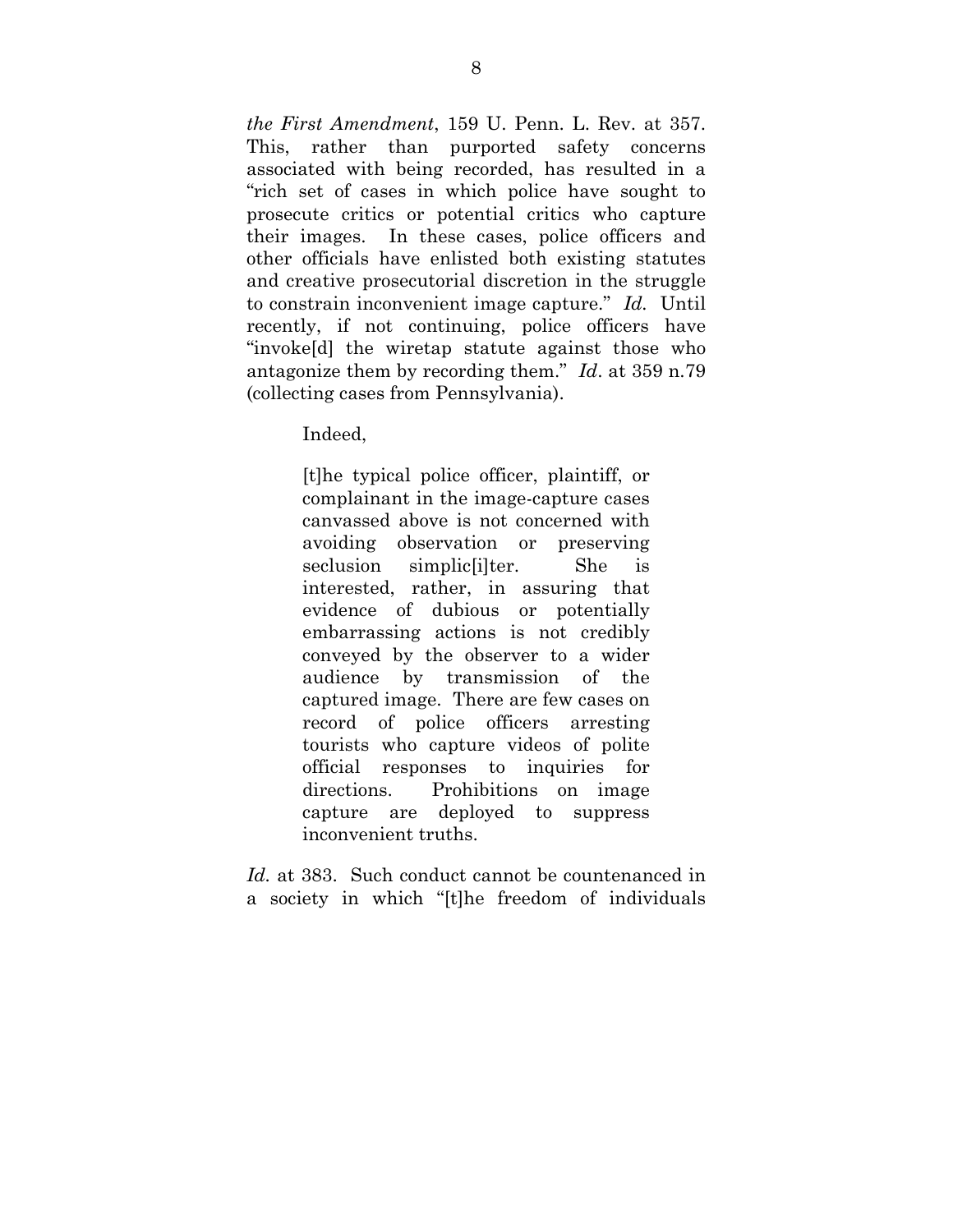*the First Amendment*, 159 U. Penn. L. Rev. at 357. This, rather than purported safety concerns associated with being recorded, has resulted in a "rich set of cases in which police have sought to prosecute critics or potential critics who capture their images. In these cases, police officers and other officials have enlisted both existing statutes and creative prosecutorial discretion in the struggle to constrain inconvenient image capture." *Id.* Until recently, if not continuing, police officers have "invoke[d] the wiretap statute against those who antagonize them by recording them." *Id*. at 359 n.79 (collecting cases from Pennsylvania).

Indeed,

> [t]he typical police officer, plaintiff, or complainant in the image-capture cases canvassed above is not concerned with avoiding observation or preserving seclusion simplic[i]ter. She is interested, rather, in assuring that evidence of dubious or potentially embarrassing actions is not credibly conveyed by the observer to a wider audience by transmission of the captured image. There are few cases on record of police officers arresting tourists who capture videos of polite official responses to inquiries for directions. Prohibitions on image capture are deployed to suppress inconvenient truths.

*Id.* at 383. Such conduct cannot be countenanced in a society in which "[t]he freedom of individuals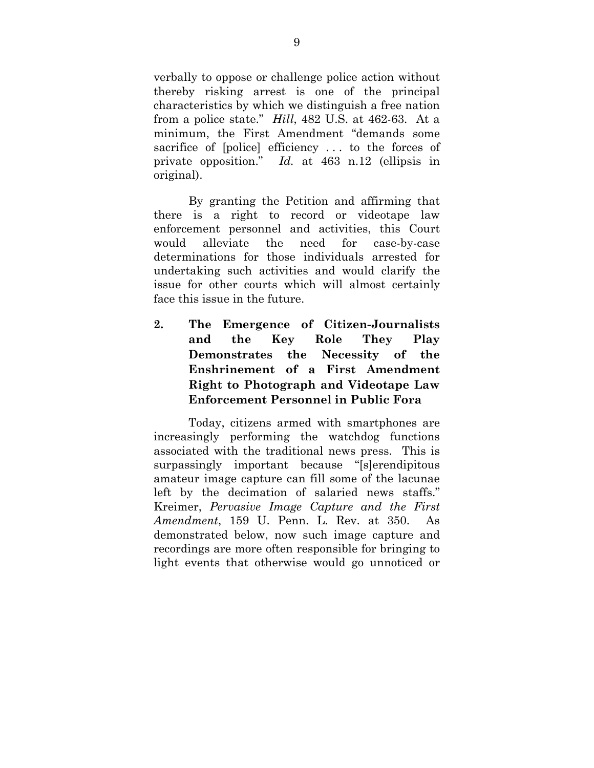verbally to oppose or challenge police action without thereby risking arrest is one of the principal characteristics by which we distinguish a free nation from a police state." *Hill*, 482 U.S. at 462-63. At a minimum, the First Amendment "demands some sacrifice of [police] efficiency . . . to the forces of private opposition." *Id.* at 463 n.12 (ellipsis in original).

By granting the Petition and affirming that there is a right to record or videotape law enforcement personnel and activities, this Court would alleviate the need for case-by-case determinations for those individuals arrested for undertaking such activities and would clarify the issue for other courts which will almost certainly face this issue in the future.

**2. The Emergence of Citizen-Journalists and the Key Role They Play Demonstrates the Necessity of the Enshrinement of a First Amendment Right to Photograph and Videotape Law Enforcement Personnel in Public Fora**

Today, citizens armed with smartphones are increasingly performing the watchdog functions associated with the traditional news press. This is surpassingly important because "[s]erendipitous amateur image capture can fill some of the lacunae left by the decimation of salaried news staffs." Kreimer, *Pervasive Image Capture and the First Amendment*, 159 U. Penn. L. Rev. at 350. As demonstrated below, now such image capture and recordings are more often responsible for bringing to light events that otherwise would go unnoticed or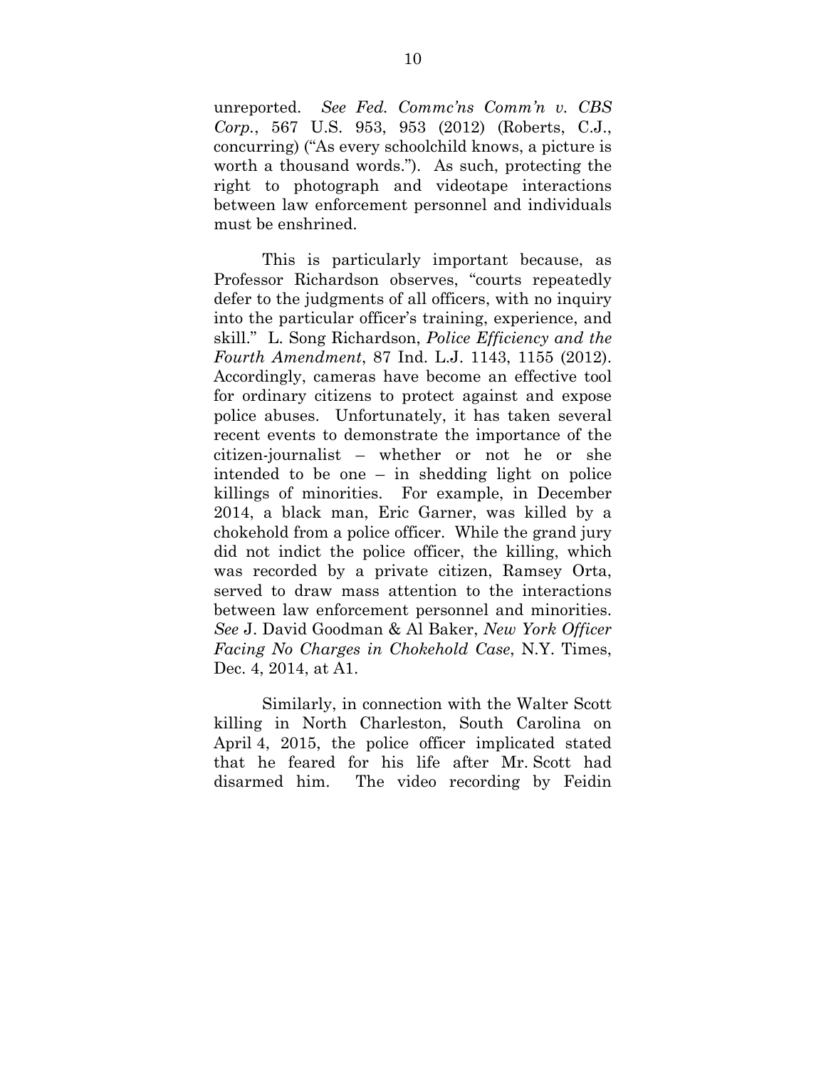unreported. *See Fed. Commc'ns Comm'n v. CBS Corp.*, 567 U.S. 953, 953 (2012) (Roberts, C.J., concurring) ("As every schoolchild knows, a picture is worth a thousand words."). As such, protecting the right to photograph and videotape interactions between law enforcement personnel and individuals must be enshrined.

This is particularly important because, as Professor Richardson observes, "courts repeatedly defer to the judgments of all officers, with no inquiry into the particular officer's training, experience, and skill." L. Song Richardson, *Police Efficiency and the Fourth Amendment*, 87 Ind. L.J. 1143, 1155 (2012). Accordingly, cameras have become an effective tool for ordinary citizens to protect against and expose police abuses. Unfortunately, it has taken several recent events to demonstrate the importance of the citizen-journalist – whether or not he or she intended to be one – in shedding light on police killings of minorities. For example, in December 2014, a black man, Eric Garner, was killed by a chokehold from a police officer. While the grand jury did not indict the police officer, the killing, which was recorded by a private citizen, Ramsey Orta, served to draw mass attention to the interactions between law enforcement personnel and minorities. *See* J. David Goodman & Al Baker, *New York Officer Facing No Charges in Chokehold Case*, N.Y. Times, Dec. 4, 2014, at A1.

Similarly, in connection with the Walter Scott killing in North Charleston, South Carolina on April 4, 2015, the police officer implicated stated that he feared for his life after Mr. Scott had disarmed him. The video recording by Feidin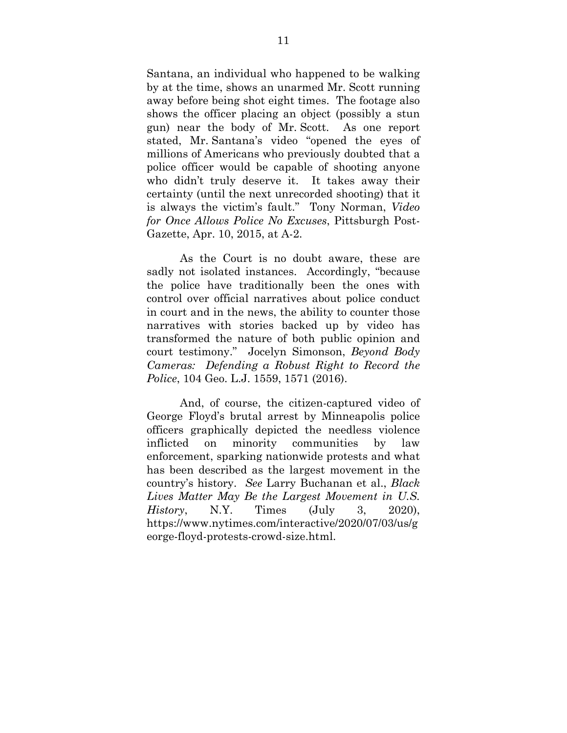Santana, an individual who happened to be walking by at the time, shows an unarmed Mr. Scott running away before being shot eight times. The footage also shows the officer placing an object (possibly a stun gun) near the body of Mr. Scott. As one report stated, Mr. Santana's video "opened the eyes of millions of Americans who previously doubted that a police officer would be capable of shooting anyone who didn't truly deserve it. It takes away their certainty (until the next unrecorded shooting) that it is always the victim's fault." Tony Norman, *Video for Once Allows Police No Excuses*, Pittsburgh Post-Gazette, Apr. 10, 2015, at A-2.

As the Court is no doubt aware, these are sadly not isolated instances. Accordingly, "because the police have traditionally been the ones with control over official narratives about police conduct in court and in the news, the ability to counter those narratives with stories backed up by video has transformed the nature of both public opinion and court testimony." Jocelyn Simonson, *Beyond Body Cameras: Defending a Robust Right to Record the Police*, 104 Geo. L.J. 1559, 1571 (2016).

And, of course, the citizen-captured video of George Floyd's brutal arrest by Minneapolis police officers graphically depicted the needless violence inflicted on minority communities by law enforcement, sparking nationwide protests and what has been described as the largest movement in the country's history. *See* Larry Buchanan et al., *Black Lives Matter May Be the Largest Movement in U.S. History*, N.Y. Times (July 3, 2020), https://www.nytimes.com/interactive/2020/07/03/us/george-floyd-protests-crowd-size.html.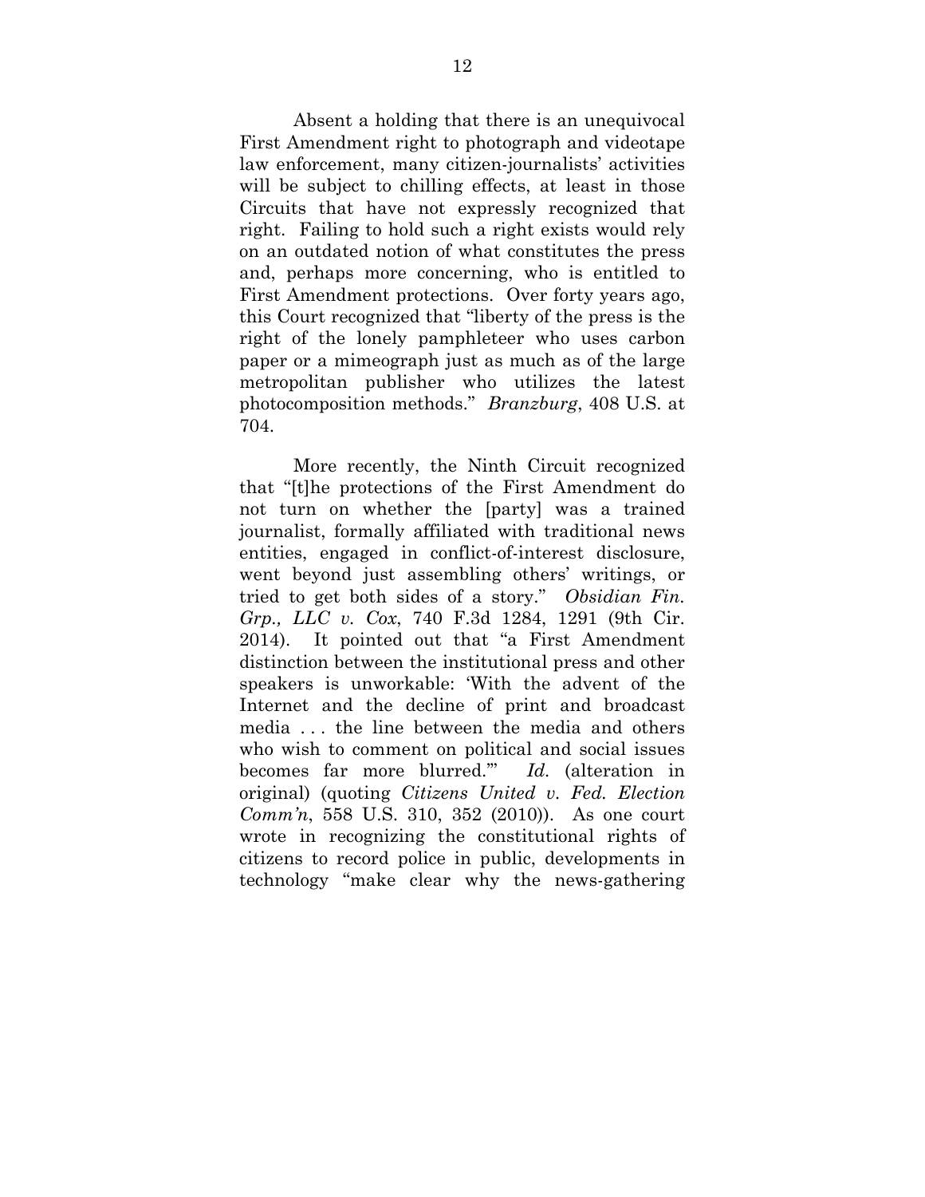Absent a holding that there is an unequivocal First Amendment right to photograph and videotape law enforcement, many citizen-journalists' activities will be subject to chilling effects, at least in those Circuits that have not expressly recognized that right. Failing to hold such a right exists would rely on an outdated notion of what constitutes the press and, perhaps more concerning, who is entitled to First Amendment protections. Over forty years ago, this Court recognized that "liberty of the press is the right of the lonely pamphleteer who uses carbon paper or a mimeograph just as much as of the large metropolitan publisher who utilizes the latest photocomposition methods." *Branzburg*, 408 U.S. at 704.

More recently, the Ninth Circuit recognized that "[t]he protections of the First Amendment do not turn on whether the [party] was a trained journalist, formally affiliated with traditional news entities, engaged in conflict-of-interest disclosure, went beyond just assembling others' writings, or tried to get both sides of a story." *Obsidian Fin. Grp., LLC v. Cox*, 740 F.3d 1284, 1291 (9th Cir. 2014). It pointed out that "a First Amendment distinction between the institutional press and other speakers is unworkable: 'With the advent of the Internet and the decline of print and broadcast media . . . the line between the media and others who wish to comment on political and social issues becomes far more blurred.'" *Id.* (alteration in original) (quoting *Citizens United v. Fed. Election Comm'n*, 558 U.S. 310, 352 (2010)). As one court wrote in recognizing the constitutional rights of citizens to record police in public, developments in technology "make clear why the news-gathering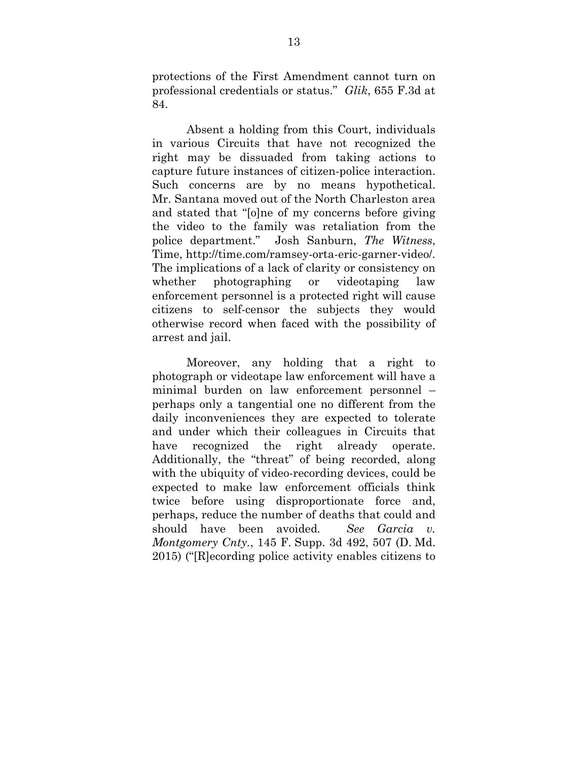protections of the First Amendment cannot turn on professional credentials or status." *Glik*, 655 F.3d at 84.

Absent a holding from this Court, individuals in various Circuits that have not recognized the right may be dissuaded from taking actions to capture future instances of citizen-police interaction. Such concerns are by no means hypothetical. Mr. Santana moved out of the North Charleston area and stated that "[o]ne of my concerns before giving the video to the family was retaliation from the police department." Josh Sanburn, *The Witness*, Time, http://time.com/ramsey-orta-eric-garner-video/. The implications of a lack of clarity or consistency on whether photographing or videotaping law enforcement personnel is a protected right will cause citizens to self-censor the subjects they would otherwise record when faced with the possibility of arrest and jail.

Moreover, any holding that a right to photograph or videotape law enforcement will have a minimal burden on law enforcement personnel – perhaps only a tangential one no different from the daily inconveniences they are expected to tolerate and under which their colleagues in Circuits that have recognized the right already operate. Additionally, the "threat" of being recorded, along with the ubiquity of video-recording devices, could be expected to make law enforcement officials think twice before using disproportionate force and, perhaps, reduce the number of deaths that could and should have been avoided. *See Garcia v. Montgomery Cnty.*, 145 F. Supp. 3d 492, 507 (D. Md. 2015) ("[R]ecording police activity enables citizens to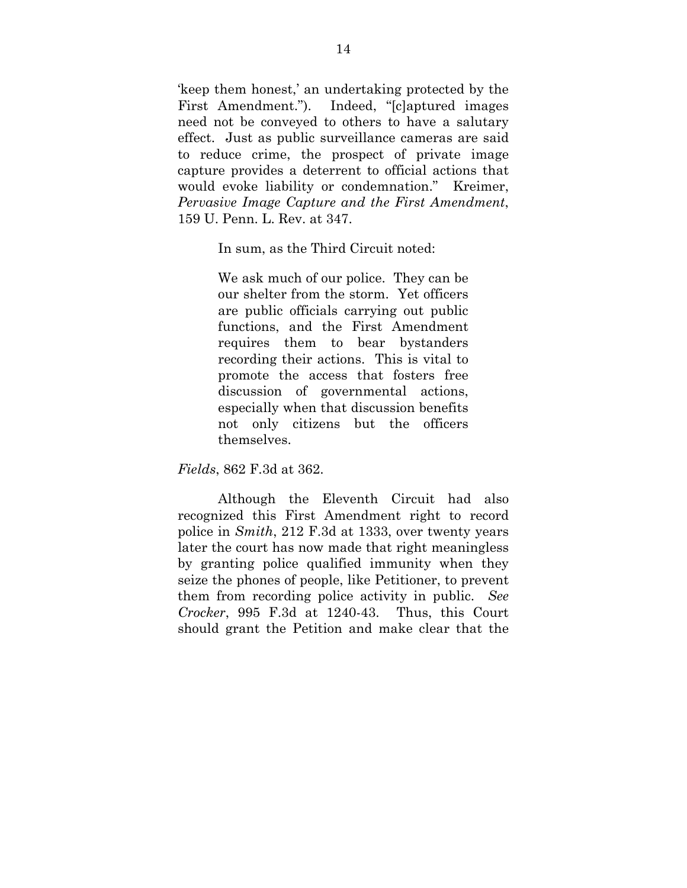'keep them honest,' an undertaking protected by the First Amendment."). Indeed, "[c]aptured images need not be conveyed to others to have a salutary effect. Just as public surveillance cameras are said to reduce crime, the prospect of private image capture provides a deterrent to official actions that would evoke liability or condemnation." Kreimer, *Pervasive Image Capture and the First Amendment*, 159 U. Penn. L. Rev. at 347.

In sum, as the Third Circuit noted:

> We ask much of our police. They can be our shelter from the storm. Yet officers are public officials carrying out public functions, and the First Amendment requires them to bear bystanders recording their actions. This is vital to promote the access that fosters free discussion of governmental actions, especially when that discussion benefits not only citizens but the officers themselves.

*Fields*, 862 F.3d at 362.

Although the Eleventh Circuit had also recognized this First Amendment right to record police in *Smith*, 212 F.3d at 1333, over twenty years later the court has now made that right meaningless by granting police qualified immunity when they seize the phones of people, like Petitioner, to prevent them from recording police activity in public. *See Crocker*, 995 F.3d at 1240-43. Thus, this Court should grant the Petition and make clear that the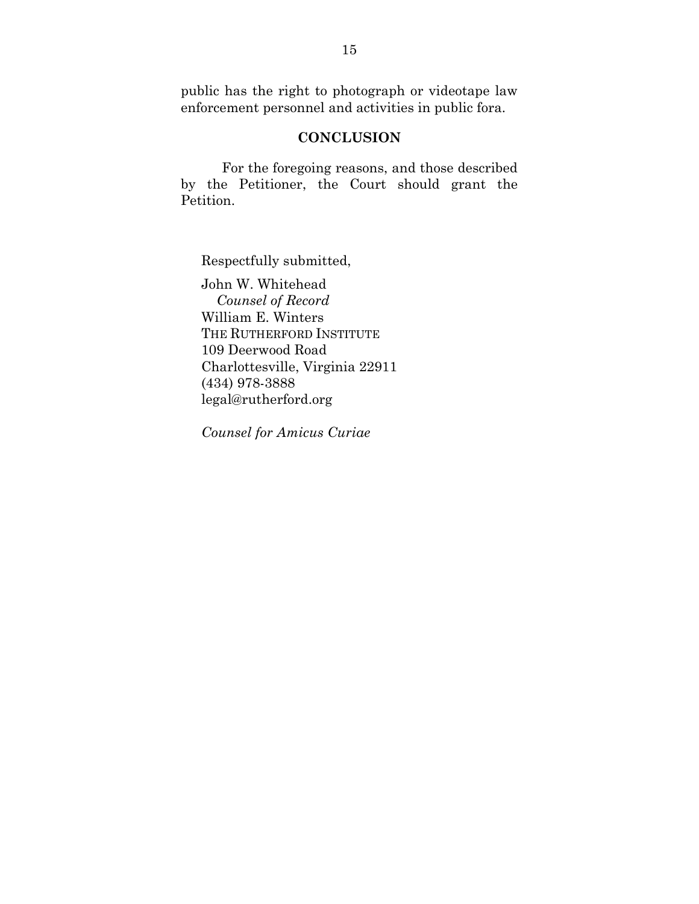public has the right to photograph or videotape law enforcement personnel and activities in public fora.

## CONCLUSION

For the foregoing reasons, and those described by the Petitioner, the Court should grant the Petition.

Respectfully submitted,

John W. Whitehead
*Counsel of Record*
William E. Winters
THE RUTHERFORD INSTITUTE
109 Deerwood Road
Charlottesville, Virginia 22911
(434) 978-3888
legal@rutherford.org

*Counsel for Amicus Curiae*